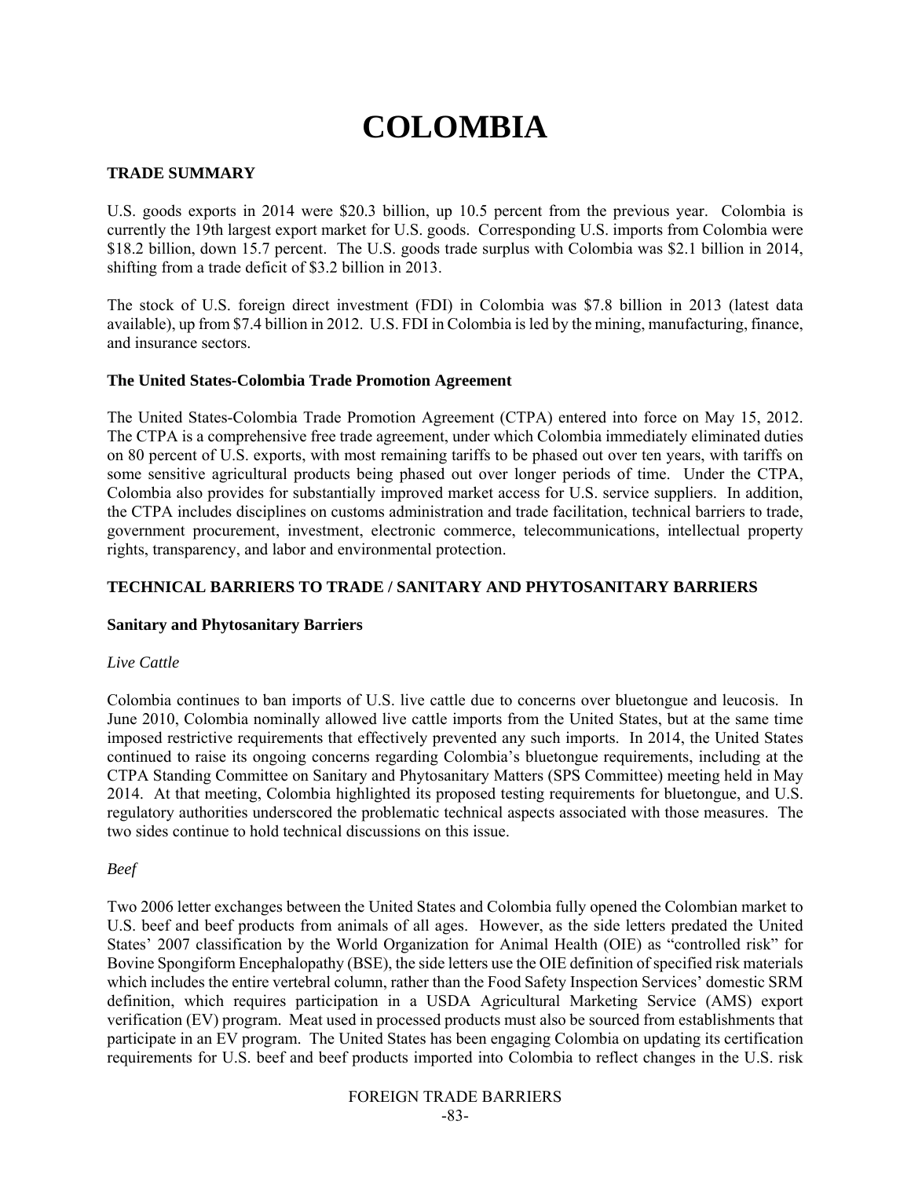# COLOMBIA

## TRADE SUMMARY

U.S. goods exports in 2014 were $20.3 billion, up 10.5 percent from the previous year. Colombia is currently the 19th largest export market for U.S. goods. Corresponding U.S. imports from Colombia were $18.2 billion, down 15.7 percent. The U.S. goods trade surplus with Colombia was $2.1 billion in 2014, shifting from a trade deficit of $3.2 billion in 2013.

The stock of U.S. foreign direct investment (FDI) in Colombia was $7.8 billion in 2013 (latest data available), up from $7.4 billion in 2012. U.S. FDI in Colombia is led by the mining, manufacturing, finance, and insurance sectors.

### The United States-Colombia Trade Promotion Agreement

The United States-Colombia Trade Promotion Agreement (CTPA) entered into force on May 15, 2012. The CTPA is a comprehensive free trade agreement, under which Colombia immediately eliminated duties on 80 percent of U.S. exports, with most remaining tariffs to be phased out over ten years, with tariffs on some sensitive agricultural products being phased out over longer periods of time. Under the CTPA, Colombia also provides for substantially improved market access for U.S. service suppliers. In addition, the CTPA includes disciplines on customs administration and trade facilitation, technical barriers to trade, government procurement, investment, electronic commerce, telecommunications, intellectual property rights, transparency, and labor and environmental protection.

## TECHNICAL BARRIERS TO TRADE / SANITARY AND PHYTOSANITARY BARRIERS

### Sanitary and Phytosanitary Barriers

*Live Cattle*

Colombia continues to ban imports of U.S. live cattle due to concerns over bluetongue and leucosis. In June 2010, Colombia nominally allowed live cattle imports from the United States, but at the same time imposed restrictive requirements that effectively prevented any such imports. In 2014, the United States continued to raise its ongoing concerns regarding Colombia's bluetongue requirements, including at the CTPA Standing Committee on Sanitary and Phytosanitary Matters (SPS Committee) meeting held in May 2014. At that meeting, Colombia highlighted its proposed testing requirements for bluetongue, and U.S. regulatory authorities underscored the problematic technical aspects associated with those measures. The two sides continue to hold technical discussions on this issue.

*Beef*

Two 2006 letter exchanges between the United States and Colombia fully opened the Colombian market to U.S. beef and beef products from animals of all ages. However, as the side letters predated the United States' 2007 classification by the World Organization for Animal Health (OIE) as "controlled risk" for Bovine Spongiform Encephalopathy (BSE), the side letters use the OIE definition of specified risk materials which includes the entire vertebral column, rather than the Food Safety Inspection Services' domestic SRM definition, which requires participation in a USDA Agricultural Marketing Service (AMS) export verification (EV) program. Meat used in processed products must also be sourced from establishments that participate in an EV program. The United States has been engaging Colombia on updating its certification requirements for U.S. beef and beef products imported into Colombia to reflect changes in the U.S. risk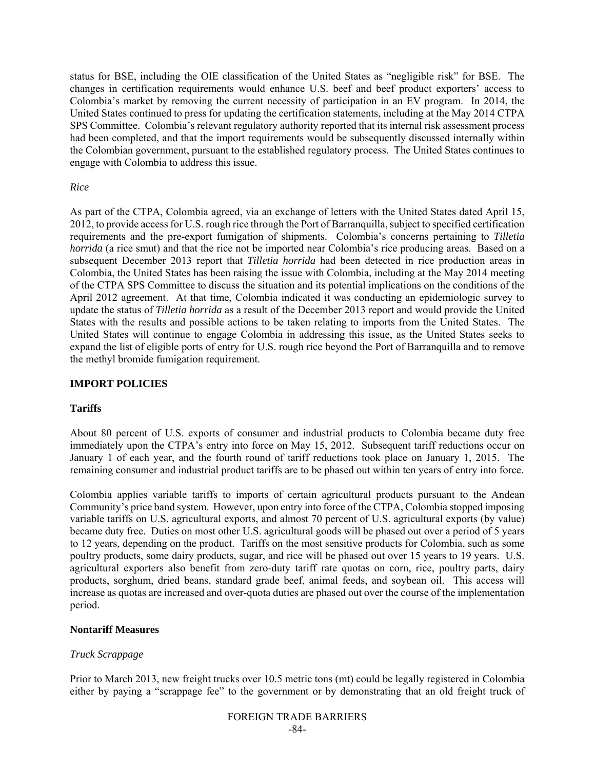status for BSE, including the OIE classification of the United States as "negligible risk" for BSE. The changes in certification requirements would enhance U.S. beef and beef product exporters' access to Colombia's market by removing the current necessity of participation in an EV program. In 2014, the United States continued to press for updating the certification statements, including at the May 2014 CTPA SPS Committee. Colombia's relevant regulatory authority reported that its internal risk assessment process had been completed, and that the import requirements would be subsequently discussed internally within the Colombian government, pursuant to the established regulatory process. The United States continues to engage with Colombia to address this issue.

*Rice*

As part of the CTPA, Colombia agreed, via an exchange of letters with the United States dated April 15, 2012, to provide access for U.S. rough rice through the Port of Barranquilla, subject to specified certification requirements and the pre-export fumigation of shipments. Colombia's concerns pertaining to *Tilletia horrida* (a rice smut) and that the rice not be imported near Colombia's rice producing areas. Based on a subsequent December 2013 report that *Tilletia horrida* had been detected in rice production areas in Colombia, the United States has been raising the issue with Colombia, including at the May 2014 meeting of the CTPA SPS Committee to discuss the situation and its potential implications on the conditions of the April 2012 agreement. At that time, Colombia indicated it was conducting an epidemiologic survey to update the status of *Tilletia horrida* as a result of the December 2013 report and would provide the United States with the results and possible actions to be taken relating to imports from the United States. The United States will continue to engage Colombia in addressing this issue, as the United States seeks to expand the list of eligible ports of entry for U.S. rough rice beyond the Port of Barranquilla and to remove the methyl bromide fumigation requirement.

## IMPORT POLICIES

### Tariffs

About 80 percent of U.S. exports of consumer and industrial products to Colombia became duty free immediately upon the CTPA's entry into force on May 15, 2012. Subsequent tariff reductions occur on January 1 of each year, and the fourth round of tariff reductions took place on January 1, 2015. The remaining consumer and industrial product tariffs are to be phased out within ten years of entry into force.

Colombia applies variable tariffs to imports of certain agricultural products pursuant to the Andean Community's price band system. However, upon entry into force of the CTPA, Colombia stopped imposing variable tariffs on U.S. agricultural exports, and almost 70 percent of U.S. agricultural exports (by value) became duty free. Duties on most other U.S. agricultural goods will be phased out over a period of 5 years to 12 years, depending on the product. Tariffs on the most sensitive products for Colombia, such as some poultry products, some dairy products, sugar, and rice will be phased out over 15 years to 19 years. U.S. agricultural exporters also benefit from zero-duty tariff rate quotas on corn, rice, poultry parts, dairy products, sorghum, dried beans, standard grade beef, animal feeds, and soybean oil. This access will increase as quotas are increased and over-quota duties are phased out over the course of the implementation period.

### Nontariff Measures

*Truck Scrappage*

Prior to March 2013, new freight trucks over 10.5 metric tons (mt) could be legally registered in Colombia either by paying a "scrappage fee" to the government or by demonstrating that an old freight truck of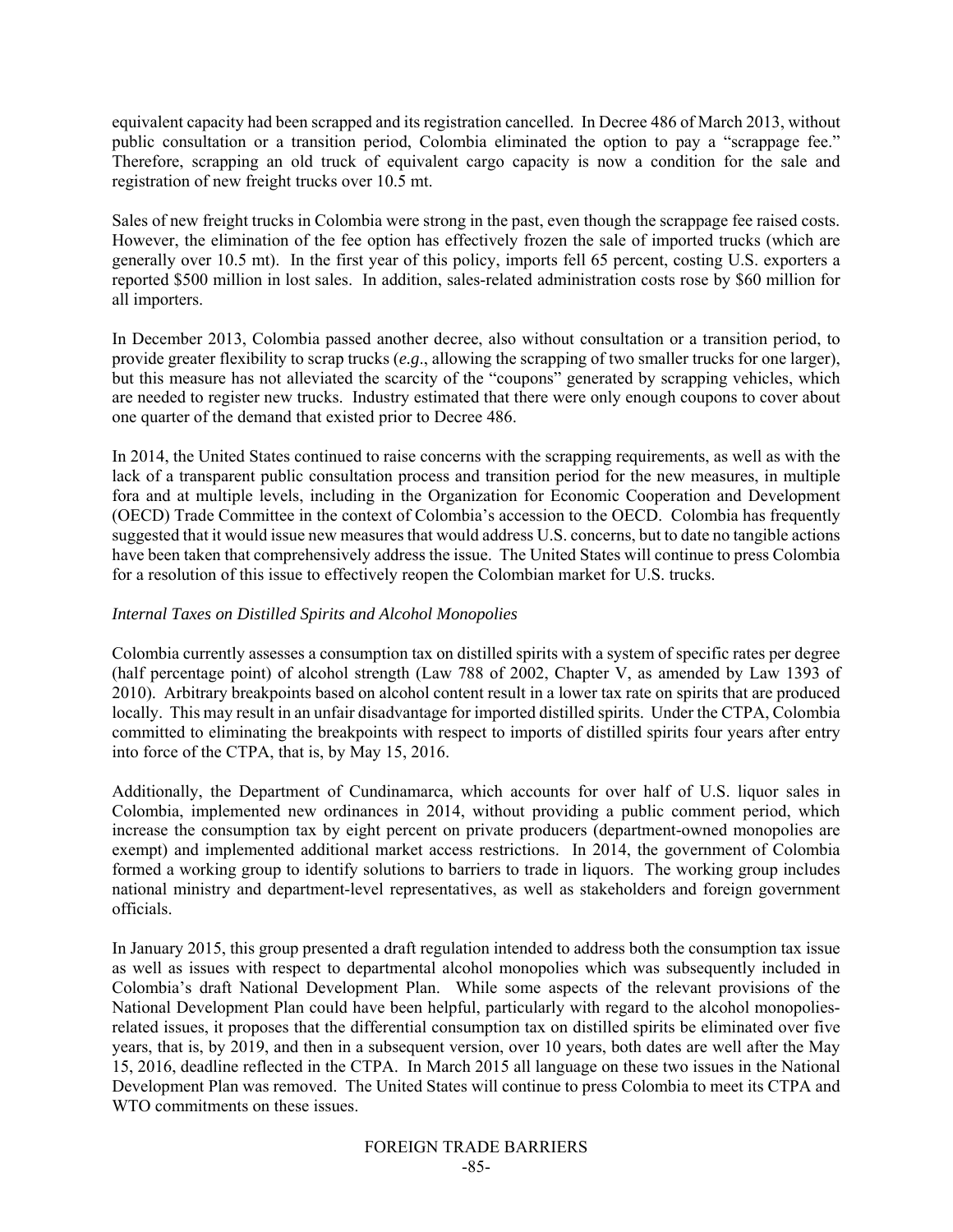equivalent capacity had been scrapped and its registration cancelled. In Decree 486 of March 2013, without public consultation or a transition period, Colombia eliminated the option to pay a "scrappage fee." Therefore, scrapping an old truck of equivalent cargo capacity is now a condition for the sale and registration of new freight trucks over 10.5 mt.

Sales of new freight trucks in Colombia were strong in the past, even though the scrappage fee raised costs. However, the elimination of the fee option has effectively frozen the sale of imported trucks (which are generally over 10.5 mt). In the first year of this policy, imports fell 65 percent, costing U.S. exporters a reported $500 million in lost sales. In addition, sales-related administration costs rose by $60 million for all importers.

In December 2013, Colombia passed another decree, also without consultation or a transition period, to provide greater flexibility to scrap trucks (*e.g*., allowing the scrapping of two smaller trucks for one larger), but this measure has not alleviated the scarcity of the "coupons" generated by scrapping vehicles, which are needed to register new trucks. Industry estimated that there were only enough coupons to cover about one quarter of the demand that existed prior to Decree 486.

In 2014, the United States continued to raise concerns with the scrapping requirements, as well as with the lack of a transparent public consultation process and transition period for the new measures, in multiple fora and at multiple levels, including in the Organization for Economic Cooperation and Development (OECD) Trade Committee in the context of Colombia's accession to the OECD. Colombia has frequently suggested that it would issue new measures that would address U.S. concerns, but to date no tangible actions have been taken that comprehensively address the issue. The United States will continue to press Colombia for a resolution of this issue to effectively reopen the Colombian market for U.S. trucks.

*Internal Taxes on Distilled Spirits and Alcohol Monopolies*

Colombia currently assesses a consumption tax on distilled spirits with a system of specific rates per degree (half percentage point) of alcohol strength (Law 788 of 2002, Chapter V, as amended by Law 1393 of 2010). Arbitrary breakpoints based on alcohol content result in a lower tax rate on spirits that are produced locally. This may result in an unfair disadvantage for imported distilled spirits. Under the CTPA, Colombia committed to eliminating the breakpoints with respect to imports of distilled spirits four years after entry into force of the CTPA, that is, by May 15, 2016.

Additionally, the Department of Cundinamarca, which accounts for over half of U.S. liquor sales in Colombia, implemented new ordinances in 2014, without providing a public comment period, which increase the consumption tax by eight percent on private producers (department-owned monopolies are exempt) and implemented additional market access restrictions. In 2014, the government of Colombia formed a working group to identify solutions to barriers to trade in liquors. The working group includes national ministry and department-level representatives, as well as stakeholders and foreign government officials.

In January 2015, this group presented a draft regulation intended to address both the consumption tax issue as well as issues with respect to departmental alcohol monopolies which was subsequently included in Colombia's draft National Development Plan. While some aspects of the relevant provisions of the National Development Plan could have been helpful, particularly with regard to the alcohol monopolies-related issues, it proposes that the differential consumption tax on distilled spirits be eliminated over five years, that is, by 2019, and then in a subsequent version, over 10 years, both dates are well after the May 15, 2016, deadline reflected in the CTPA. In March 2015 all language on these two issues in the National Development Plan was removed. The United States will continue to press Colombia to meet its CTPA and WTO commitments on these issues.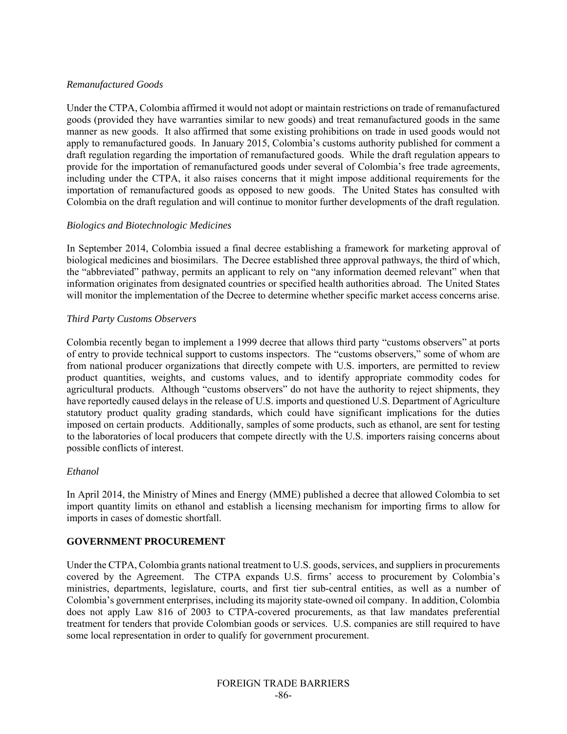*Remanufactured Goods*

Under the CTPA, Colombia affirmed it would not adopt or maintain restrictions on trade of remanufactured goods (provided they have warranties similar to new goods) and treat remanufactured goods in the same manner as new goods. It also affirmed that some existing prohibitions on trade in used goods would not apply to remanufactured goods. In January 2015, Colombia's customs authority published for comment a draft regulation regarding the importation of remanufactured goods. While the draft regulation appears to provide for the importation of remanufactured goods under several of Colombia's free trade agreements, including under the CTPA, it also raises concerns that it might impose additional requirements for the importation of remanufactured goods as opposed to new goods. The United States has consulted with Colombia on the draft regulation and will continue to monitor further developments of the draft regulation.

*Biologics and Biotechnologic Medicines*

In September 2014, Colombia issued a final decree establishing a framework for marketing approval of biological medicines and biosimilars. The Decree established three approval pathways, the third of which, the "abbreviated" pathway, permits an applicant to rely on "any information deemed relevant" when that information originates from designated countries or specified health authorities abroad. The United States will monitor the implementation of the Decree to determine whether specific market access concerns arise.

*Third Party Customs Observers*

Colombia recently began to implement a 1999 decree that allows third party "customs observers" at ports of entry to provide technical support to customs inspectors. The "customs observers," some of whom are from national producer organizations that directly compete with U.S. importers, are permitted to review product quantities, weights, and customs values, and to identify appropriate commodity codes for agricultural products. Although "customs observers" do not have the authority to reject shipments, they have reportedly caused delays in the release of U.S. imports and questioned U.S. Department of Agriculture statutory product quality grading standards, which could have significant implications for the duties imposed on certain products. Additionally, samples of some products, such as ethanol, are sent for testing to the laboratories of local producers that compete directly with the U.S. importers raising concerns about possible conflicts of interest.

*Ethanol*

In April 2014, the Ministry of Mines and Energy (MME) published a decree that allowed Colombia to set import quantity limits on ethanol and establish a licensing mechanism for importing firms to allow for imports in cases of domestic shortfall.

## GOVERNMENT PROCUREMENT

Under the CTPA, Colombia grants national treatment to U.S. goods, services, and suppliers in procurements covered by the Agreement. The CTPA expands U.S. firms' access to procurement by Colombia's ministries, departments, legislature, courts, and first tier sub-central entities, as well as a number of Colombia's government enterprises, including its majority state-owned oil company. In addition, Colombia does not apply Law 816 of 2003 to CTPA-covered procurements, as that law mandates preferential treatment for tenders that provide Colombian goods or services. U.S. companies are still required to have some local representation in order to qualify for government procurement.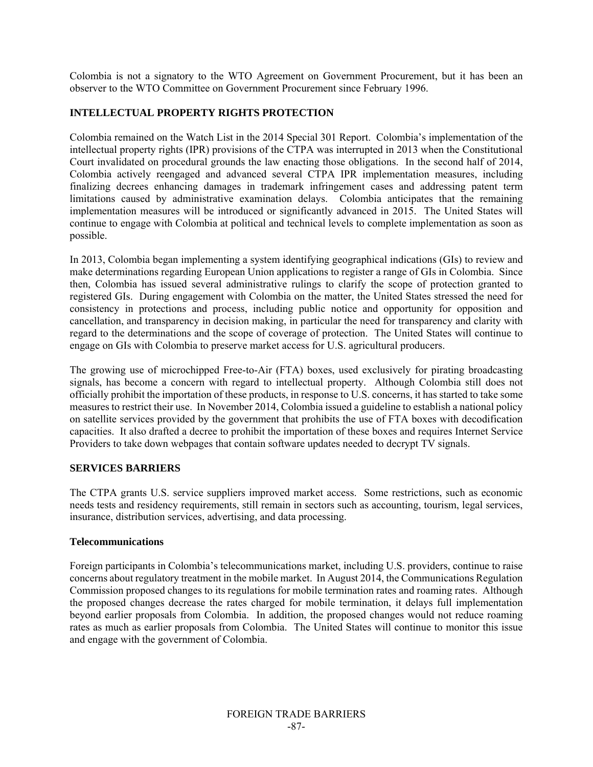Colombia is not a signatory to the WTO Agreement on Government Procurement, but it has been an observer to the WTO Committee on Government Procurement since February 1996.

## INTELLECTUAL PROPERTY RIGHTS PROTECTION

Colombia remained on the Watch List in the 2014 Special 301 Report. Colombia's implementation of the intellectual property rights (IPR) provisions of the CTPA was interrupted in 2013 when the Constitutional Court invalidated on procedural grounds the law enacting those obligations. In the second half of 2014, Colombia actively reengaged and advanced several CTPA IPR implementation measures, including finalizing decrees enhancing damages in trademark infringement cases and addressing patent term limitations caused by administrative examination delays. Colombia anticipates that the remaining implementation measures will be introduced or significantly advanced in 2015. The United States will continue to engage with Colombia at political and technical levels to complete implementation as soon as possible.

In 2013, Colombia began implementing a system identifying geographical indications (GIs) to review and make determinations regarding European Union applications to register a range of GIs in Colombia. Since then, Colombia has issued several administrative rulings to clarify the scope of protection granted to registered GIs. During engagement with Colombia on the matter, the United States stressed the need for consistency in protections and process, including public notice and opportunity for opposition and cancellation, and transparency in decision making, in particular the need for transparency and clarity with regard to the determinations and the scope of coverage of protection. The United States will continue to engage on GIs with Colombia to preserve market access for U.S. agricultural producers.

The growing use of microchipped Free-to-Air (FTA) boxes, used exclusively for pirating broadcasting signals, has become a concern with regard to intellectual property. Although Colombia still does not officially prohibit the importation of these products, in response to U.S. concerns, it has started to take some measures to restrict their use. In November 2014, Colombia issued a guideline to establish a national policy on satellite services provided by the government that prohibits the use of FTA boxes with decodification capacities. It also drafted a decree to prohibit the importation of these boxes and requires Internet Service Providers to take down webpages that contain software updates needed to decrypt TV signals.

## SERVICES BARRIERS

The CTPA grants U.S. service suppliers improved market access. Some restrictions, such as economic needs tests and residency requirements, still remain in sectors such as accounting, tourism, legal services, insurance, distribution services, advertising, and data processing.

### Telecommunications

Foreign participants in Colombia's telecommunications market, including U.S. providers, continue to raise concerns about regulatory treatment in the mobile market. In August 2014, the Communications Regulation Commission proposed changes to its regulations for mobile termination rates and roaming rates. Although the proposed changes decrease the rates charged for mobile termination, it delays full implementation beyond earlier proposals from Colombia. In addition, the proposed changes would not reduce roaming rates as much as earlier proposals from Colombia. The United States will continue to monitor this issue and engage with the government of Colombia.